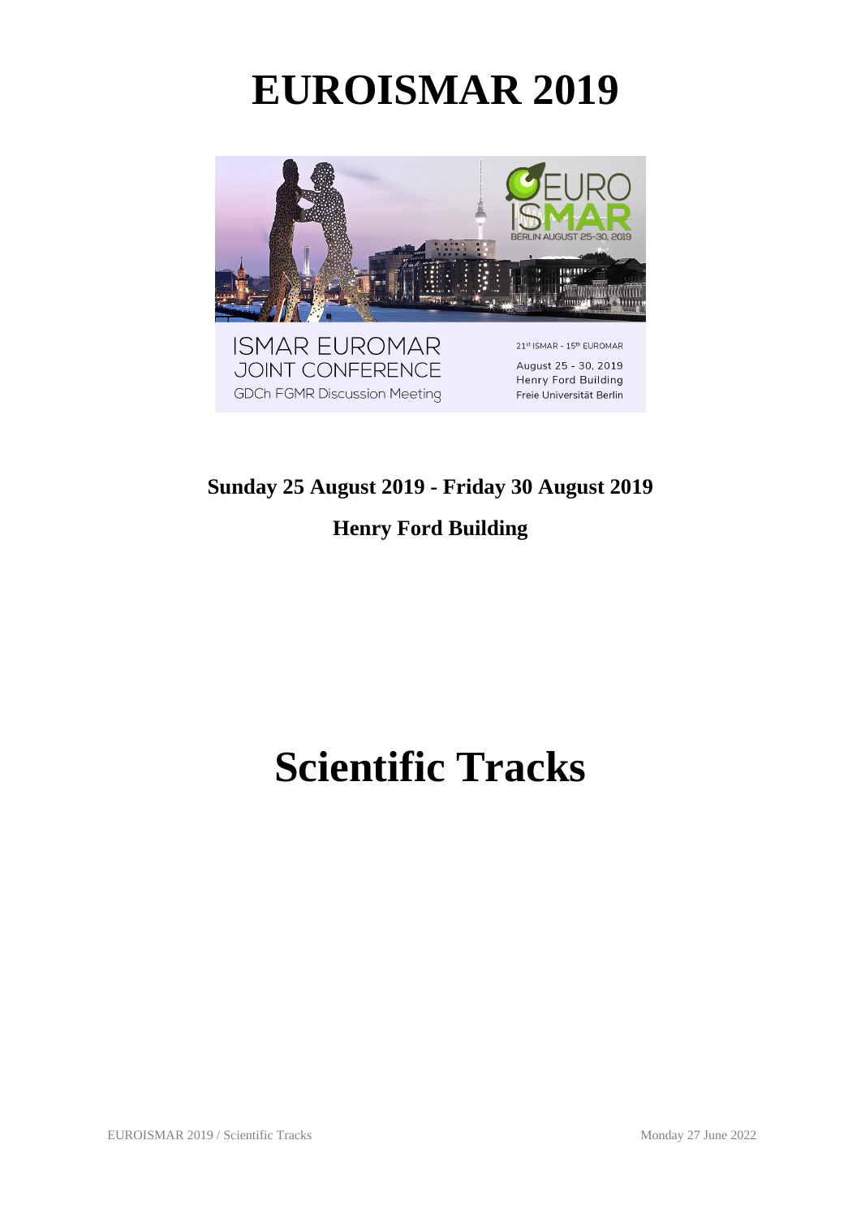# EUROISMAR 2019

**Sunday 25 August 2019 - Friday 30 August 2019**

**Henry Ford Building**

# Scientific Tracks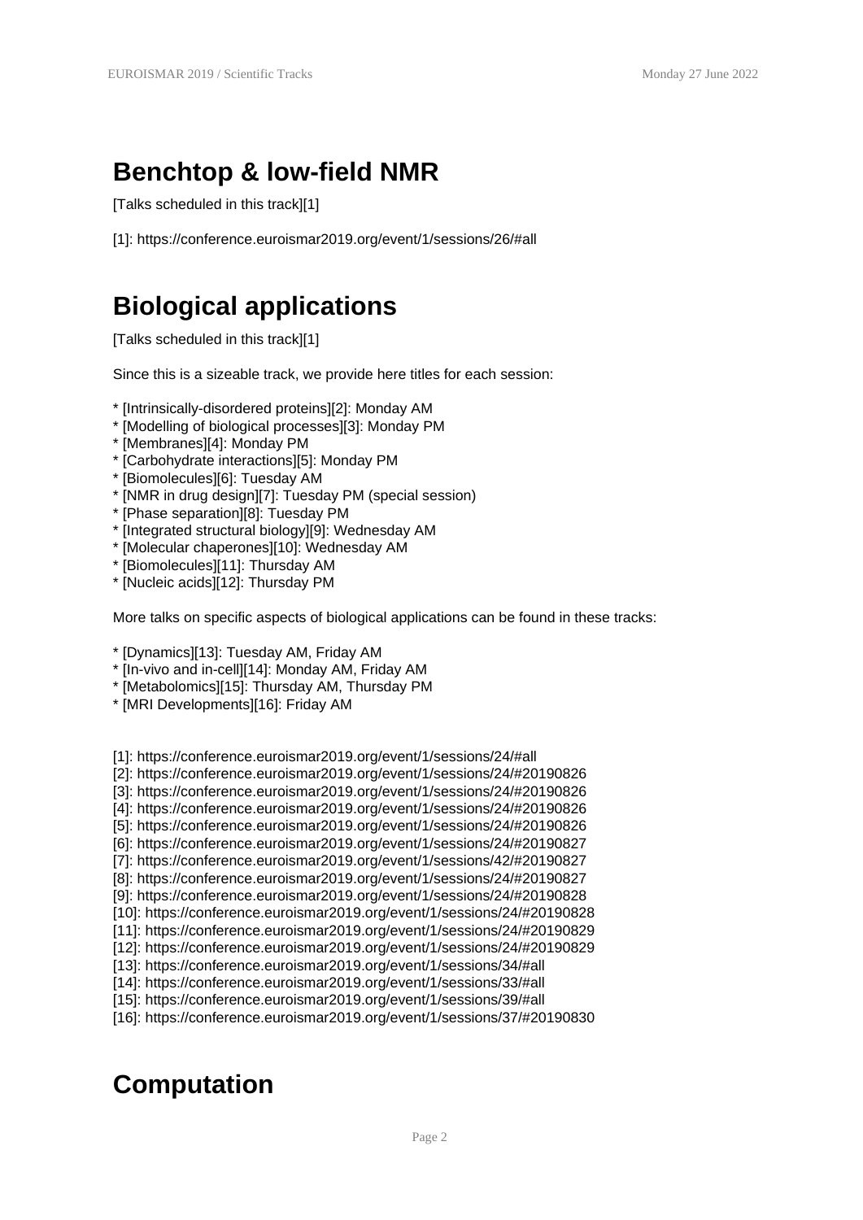# Benchtop & low-field NMR

[Talks scheduled in this track][1]

[1]: https://conference.euroismar2019.org/event/1/sessions/26/#all

# Biological applications

[Talks scheduled in this track][1]

Since this is a sizeable track, we provide here titles for each session:

* [Intrinsically-disordered proteins][2]: Monday AM
* [Modelling of biological processes][3]: Monday PM
* [Membranes][4]: Monday PM
* [Carbohydrate interactions][5]: Monday PM
* [Biomolecules][6]: Tuesday AM
* [NMR in drug design][7]: Tuesday PM (special session)
* [Phase separation][8]: Tuesday PM
* [Integrated structural biology][9]: Wednesday AM
* [Molecular chaperones][10]: Wednesday AM
* [Biomolecules][11]: Thursday AM
* [Nucleic acids][12]: Thursday PM

More talks on specific aspects of biological applications can be found in these tracks:

* [Dynamics][13]: Tuesday AM, Friday AM
* [In-vivo and in-cell][14]: Monday AM, Friday AM
* [Metabolomics][15]: Thursday AM, Thursday PM
* [MRI Developments][16]: Friday AM

[1]: https://conference.euroismar2019.org/event/1/sessions/24/#all
[2]: https://conference.euroismar2019.org/event/1/sessions/24/#20190826
[3]: https://conference.euroismar2019.org/event/1/sessions/24/#20190826
[4]: https://conference.euroismar2019.org/event/1/sessions/24/#20190826
[5]: https://conference.euroismar2019.org/event/1/sessions/24/#20190826
[6]: https://conference.euroismar2019.org/event/1/sessions/24/#20190827
[7]: https://conference.euroismar2019.org/event/1/sessions/42/#20190827
[8]: https://conference.euroismar2019.org/event/1/sessions/24/#20190827
[9]: https://conference.euroismar2019.org/event/1/sessions/24/#20190828
[10]: https://conference.euroismar2019.org/event/1/sessions/24/#20190828
[11]: https://conference.euroismar2019.org/event/1/sessions/24/#20190829
[12]: https://conference.euroismar2019.org/event/1/sessions/24/#20190829
[13]: https://conference.euroismar2019.org/event/1/sessions/34/#all
[14]: https://conference.euroismar2019.org/event/1/sessions/33/#all
[15]: https://conference.euroismar2019.org/event/1/sessions/39/#all
[16]: https://conference.euroismar2019.org/event/1/sessions/37/#20190830

# Computation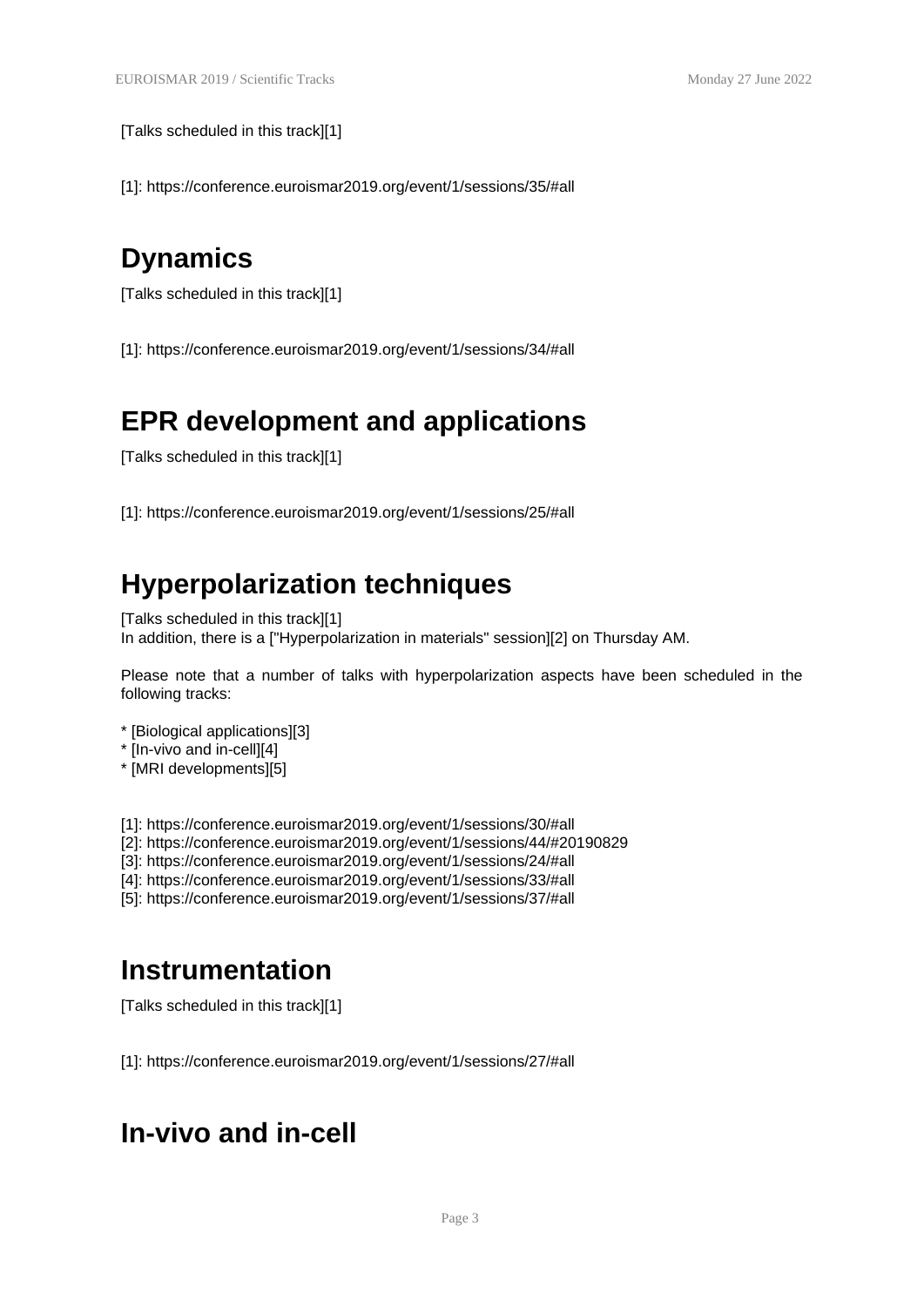[Talks scheduled in this track][1]

[1]: https://conference.euroismar2019.org/event/1/sessions/35/#all

## Dynamics

[Talks scheduled in this track][1]

[1]: https://conference.euroismar2019.org/event/1/sessions/34/#all

## EPR development and applications

[Talks scheduled in this track][1]

[1]: https://conference.euroismar2019.org/event/1/sessions/25/#all

## Hyperpolarization techniques

[Talks scheduled in this track][1]
In addition, there is a ["Hyperpolarization in materials" session][2] on Thursday AM.

Please note that a number of talks with hyperpolarization aspects have been scheduled in the following tracks:

* [Biological applications][3]
* [In-vivo and in-cell][4]
* [MRI developments][5]

[1]: https://conference.euroismar2019.org/event/1/sessions/30/#all
[2]: https://conference.euroismar2019.org/event/1/sessions/44/#20190829
[3]: https://conference.euroismar2019.org/event/1/sessions/24/#all
[4]: https://conference.euroismar2019.org/event/1/sessions/33/#all
[5]: https://conference.euroismar2019.org/event/1/sessions/37/#all

## Instrumentation

[Talks scheduled in this track][1]

[1]: https://conference.euroismar2019.org/event/1/sessions/27/#all

## In-vivo and in-cell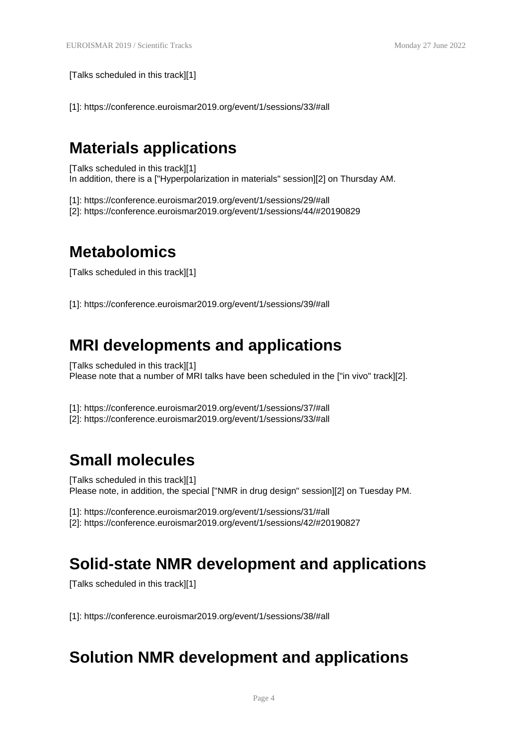[Talks scheduled in this track][1]

[1]: https://conference.euroismar2019.org/event/1/sessions/33/#all

## Materials applications

[Talks scheduled in this track][1]
In addition, there is a ["Hyperpolarization in materials" session][2] on Thursday AM.

[1]: https://conference.euroismar2019.org/event/1/sessions/29/#all
[2]: https://conference.euroismar2019.org/event/1/sessions/44/#20190829

## Metabolomics

[Talks scheduled in this track][1]

[1]: https://conference.euroismar2019.org/event/1/sessions/39/#all

## MRI developments and applications

[Talks scheduled in this track][1]
Please note that a number of MRI talks have been scheduled in the ["in vivo" track][2].

[1]: https://conference.euroismar2019.org/event/1/sessions/37/#all
[2]: https://conference.euroismar2019.org/event/1/sessions/33/#all

## Small molecules

[Talks scheduled in this track][1]
Please note, in addition, the special ["NMR in drug design" session][2] on Tuesday PM.

[1]: https://conference.euroismar2019.org/event/1/sessions/31/#all
[2]: https://conference.euroismar2019.org/event/1/sessions/42/#20190827

## Solid-state NMR development and applications

[Talks scheduled in this track][1]

[1]: https://conference.euroismar2019.org/event/1/sessions/38/#all

## Solution NMR development and applications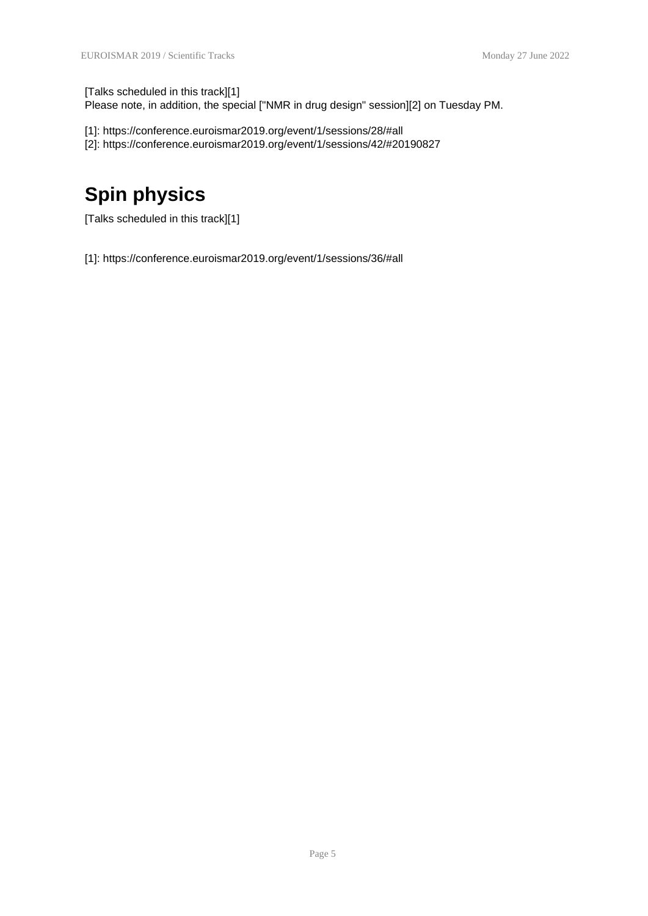[Talks scheduled in this track][1]
Please note, in addition, the special ["NMR in drug design" session][2] on Tuesday PM.

[1]: https://conference.euroismar2019.org/event/1/sessions/28/#all
[2]: https://conference.euroismar2019.org/event/1/sessions/42/#20190827

# Spin physics

[Talks scheduled in this track][1]

[1]: https://conference.euroismar2019.org/event/1/sessions/36/#all